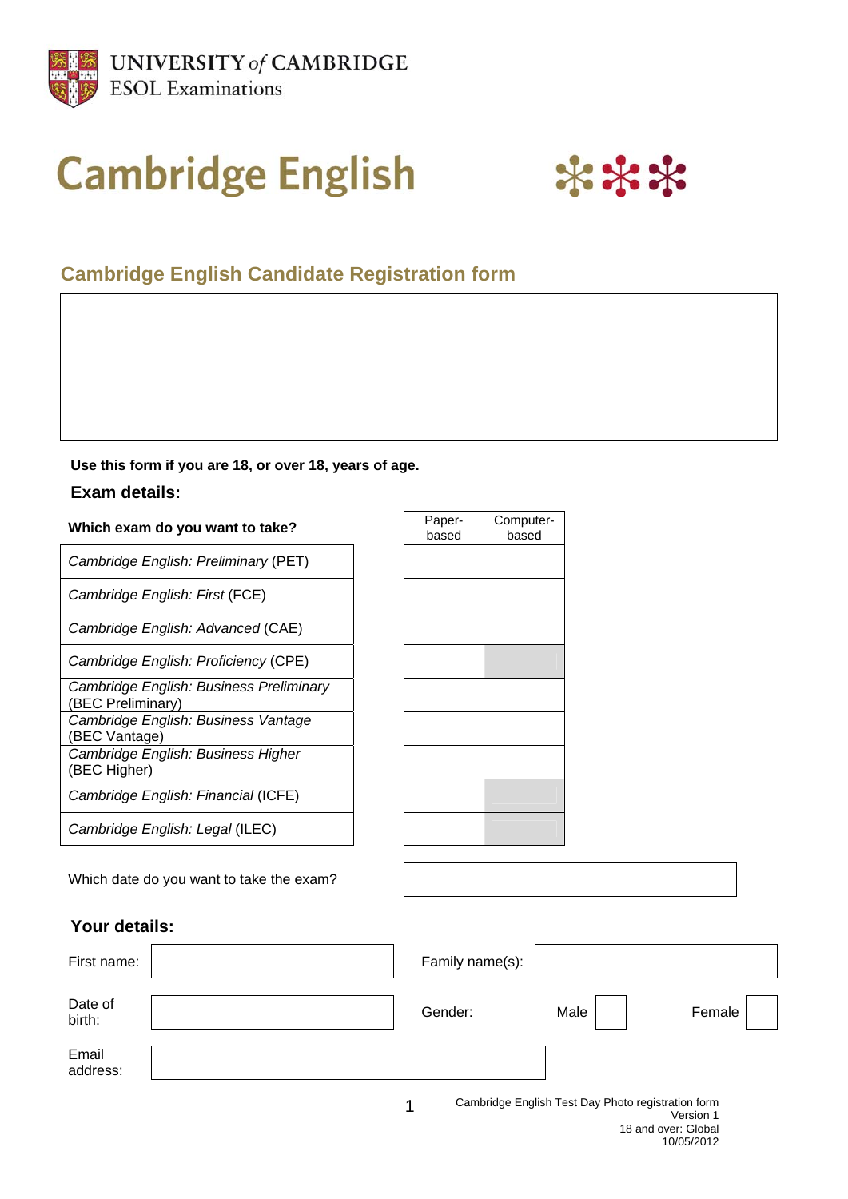UNIVERSITY of CAMBRIDGE
ESOL Examinations

# Cambridge English

## Cambridge English Candidate Registration form

**Use this form if you are 18, or over 18, years of age.**

### Exam details:

| **Which exam do you want to take?** | Paper-based | Computer-based |
|---|---|---|
| *Cambridge English: Preliminary* (PET) | | |
| *Cambridge English: First* (FCE) | | |
| *Cambridge English: Advanced* (CAE) | | |
| *Cambridge English: Proficiency* (CPE) | | |
| *Cambridge English: Business Preliminary* (BEC Preliminary) | | |
| *Cambridge English: Business Vantage* (BEC Vantage) | | |
| *Cambridge English: Business Higher* (BEC Higher) | | |
| *Cambridge English: Financial* (ICFE) | | |
| *Cambridge English: Legal* (ILEC) | | |

Which date do you want to take the exam?

### Your details:

| | | | | | |
|---|---|---|---|---|---|
| First name: | | Family name(s): | | | |
| Date of birth: | | Gender: | Male | | Female |
| Email address: | | | | | |

Cambridge English Test Day Photo registration form
Version 1
18 and over: Global
10/05/2012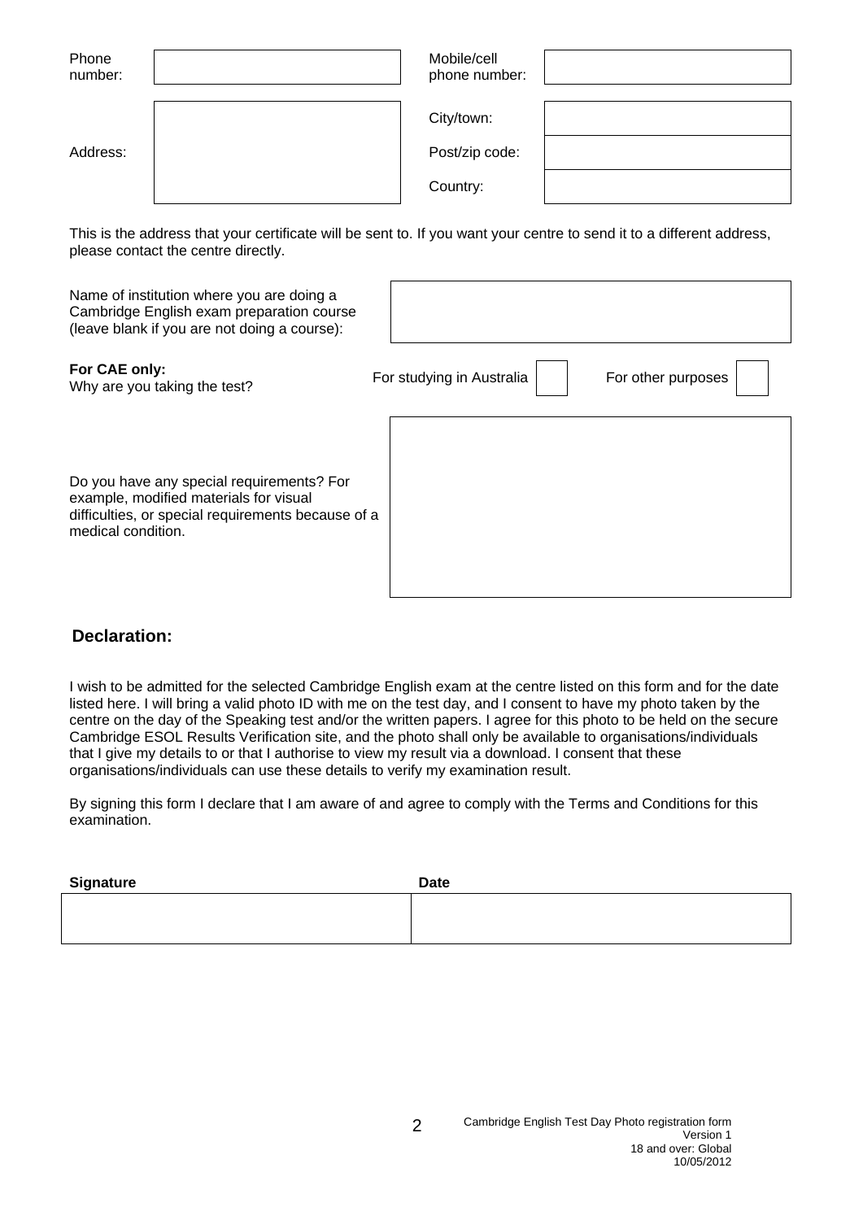| | | | |
|---|---|---|---|
| Phone number: | | Mobile/cell phone number: | |
| Address: | | City/town: | |
| | | Post/zip code: | |
| | | Country: | |

This is the address that your certificate will be sent to. If you want your centre to send it to a different address, please contact the centre directly.

| | |
|---|---|
| Name of institution where you are doing a Cambridge English exam preparation course (leave blank if you are not doing a course): | |

**For CAE only:**
Why are you taking the test?

For studying in Australia ☐ For other purposes ☐

| | |
|---|---|
| Do you have any special requirements? For example, modified materials for visual difficulties, or special requirements because of a medical condition. | |

## Declaration:

I wish to be admitted for the selected Cambridge English exam at the centre listed on this form and for the date listed here. I will bring a valid photo ID with me on the test day, and I consent to have my photo taken by the centre on the day of the Speaking test and/or the written papers. I agree for this photo to be held on the secure Cambridge ESOL Results Verification site, and the photo shall only be available to organisations/individuals that I give my details to or that I authorise to view my result via a download. I consent that these organisations/individuals can use these details to verify my examination result.

By signing this form I declare that I am aware of and agree to comply with the Terms and Conditions for this examination.

| **Signature** | **Date** |
|---|---|
| | |

Cambridge English Test Day Photo registration form
Version 1
18 and over: Global
10/05/2012